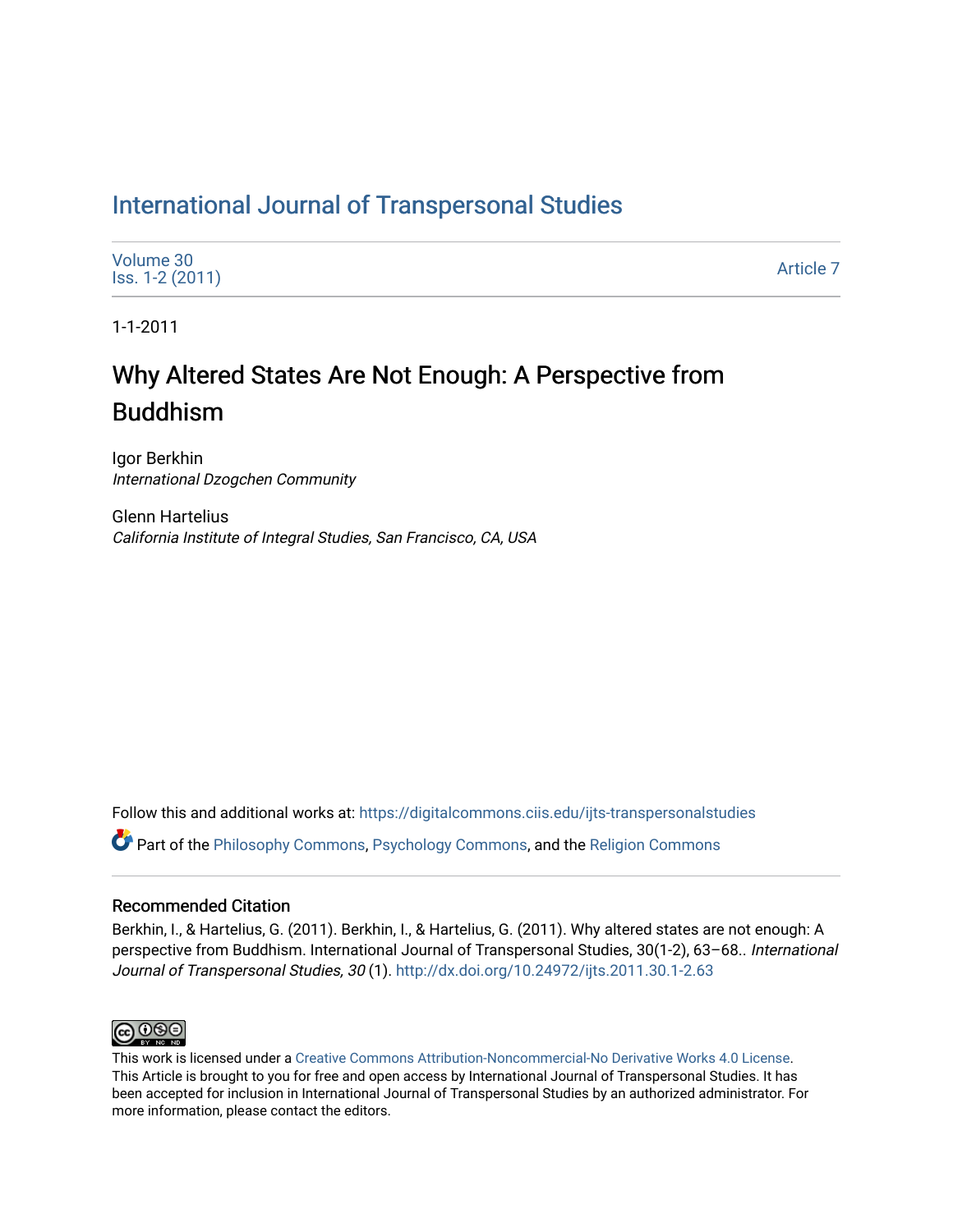# International Journal of Transpersonal Studies

Volume 30
Iss. 1-2 (2011)

Article 7

1-1-2011

## Why Altered States Are Not Enough: A Perspective from Buddhism

Igor Berkhin
*International Dzogchen Community*

Glenn Hartelius
*California Institute of Integral Studies, San Francisco, CA, USA*

Follow this and additional works at: https://digitalcommons.ciis.edu/ijts-transpersonalstudies

Part of the Philosophy Commons, Psychology Commons, and the Religion Commons

### Recommended Citation

Berkhin, I., & Hartelius, G. (2011). Berkhin, I., & Hartelius, G. (2011). Why altered states are not enough: A perspective from Buddhism. International Journal of Transpersonal Studies, 30(1-2), 63–68.. *International Journal of Transpersonal Studies, 30* (1). http://dx.doi.org/10.24972/ijts.2011.30.1-2.63

This work is licensed under a Creative Commons Attribution-Noncommercial-No Derivative Works 4.0 License. This Article is brought to you for free and open access by International Journal of Transpersonal Studies. It has been accepted for inclusion in International Journal of Transpersonal Studies by an authorized administrator. For more information, please contact the editors.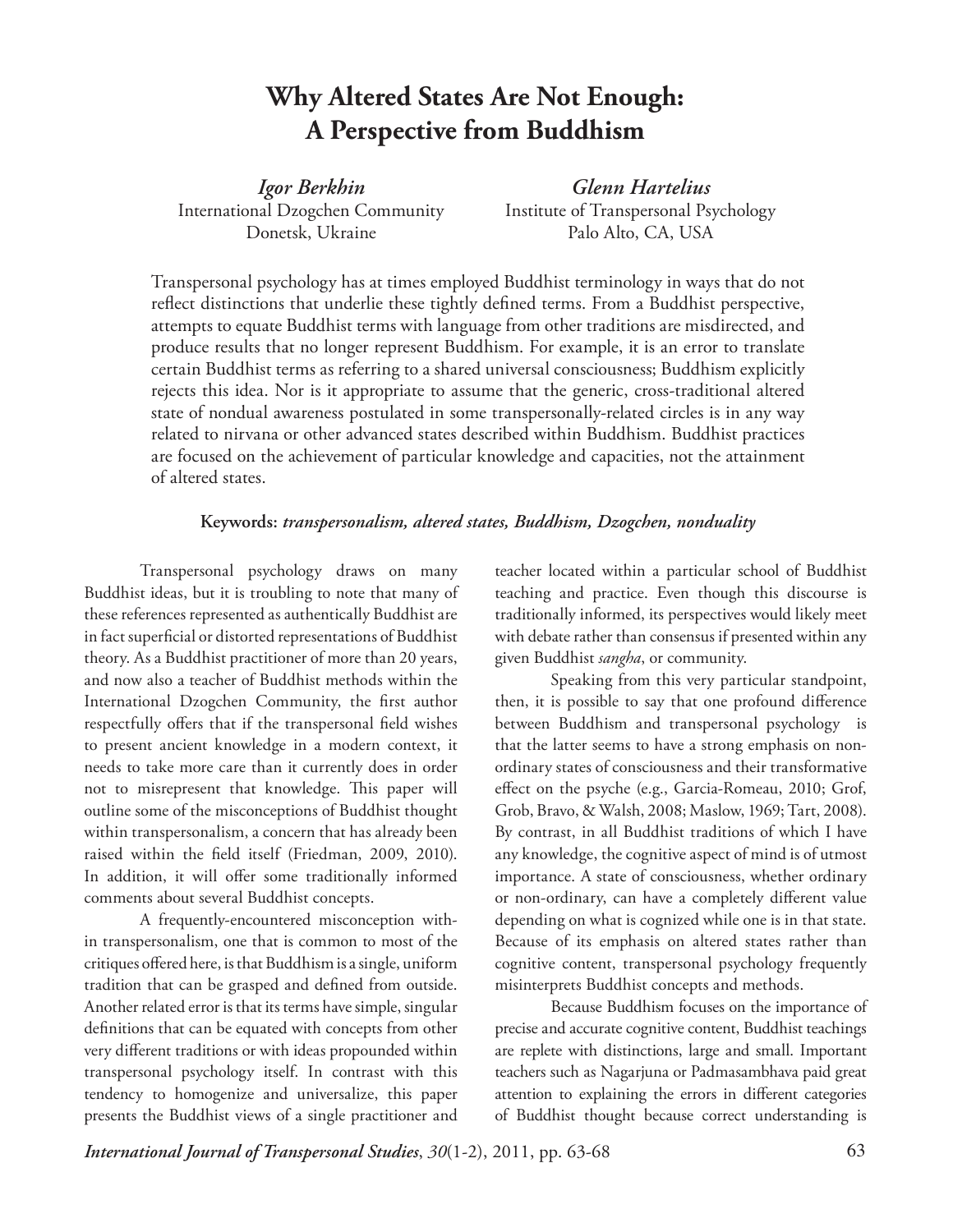# Why Altered States Are Not Enough: A Perspective from Buddhism

*Igor Berkhin*
International Dzogchen Community
Donetsk, Ukraine

*Glenn Hartelius*
Institute of Transpersonal Psychology
Palo Alto, CA, USA

Transpersonal psychology has at times employed Buddhist terminology in ways that do not reflect distinctions that underlie these tightly defined terms. From a Buddhist perspective, attempts to equate Buddhist terms with language from other traditions are misdirected, and produce results that no longer represent Buddhism. For example, it is an error to translate certain Buddhist terms as referring to a shared universal consciousness; Buddhism explicitly rejects this idea. Nor is it appropriate to assume that the generic, cross-traditional altered state of nondual awareness postulated in some transpersonally-related circles is in any way related to nirvana or other advanced states described within Buddhism. Buddhist practices are focused on the achievement of particular knowledge and capacities, not the attainment of altered states.

**Keywords:** ***transpersonalism, altered states, Buddhism, Dzogchen, nonduality***

Transpersonal psychology draws on many Buddhist ideas, but it is troubling to note that many of these references represented as authentically Buddhist are in fact superficial or distorted representations of Buddhist theory. As a Buddhist practitioner of more than 20 years, and now also a teacher of Buddhist methods within the International Dzogchen Community, the first author respectfully offers that if the transpersonal field wishes to present ancient knowledge in a modern context, it needs to take more care than it currently does in order not to misrepresent that knowledge. This paper will outline some of the misconceptions of Buddhist thought within transpersonalism, a concern that has already been raised within the field itself (Friedman, 2009, 2010). In addition, it will offer some traditionally informed comments about several Buddhist concepts.

A frequently-encountered misconception within transpersonalism, one that is common to most of the critiques offered here, is that Buddhism is a single, uniform tradition that can be grasped and defined from outside. Another related error is that its terms have simple, singular definitions that can be equated with concepts from other very different traditions or with ideas propounded within transpersonal psychology itself. In contrast with this tendency to homogenize and universalize, this paper presents the Buddhist views of a single practitioner and teacher located within a particular school of Buddhist teaching and practice. Even though this discourse is traditionally informed, its perspectives would likely meet with debate rather than consensus if presented within any given Buddhist *sangha*, or community.

Speaking from this very particular standpoint, then, it is possible to say that one profound difference between Buddhism and transpersonal psychology is that the latter seems to have a strong emphasis on non-ordinary states of consciousness and their transformative effect on the psyche (e.g., Garcia-Romeau, 2010; Grof, Grob, Bravo, & Walsh, 2008; Maslow, 1969; Tart, 2008). By contrast, in all Buddhist traditions of which I have any knowledge, the cognitive aspect of mind is of utmost importance. A state of consciousness, whether ordinary or non-ordinary, can have a completely different value depending on what is cognized while one is in that state. Because of its emphasis on altered states rather than cognitive content, transpersonal psychology frequently misinterprets Buddhist concepts and methods.

Because Buddhism focuses on the importance of precise and accurate cognitive content, Buddhist teachings are replete with distinctions, large and small. Important teachers such as Nagarjuna or Padmasambhava paid great attention to explaining the errors in different categories of Buddhist thought because correct understanding is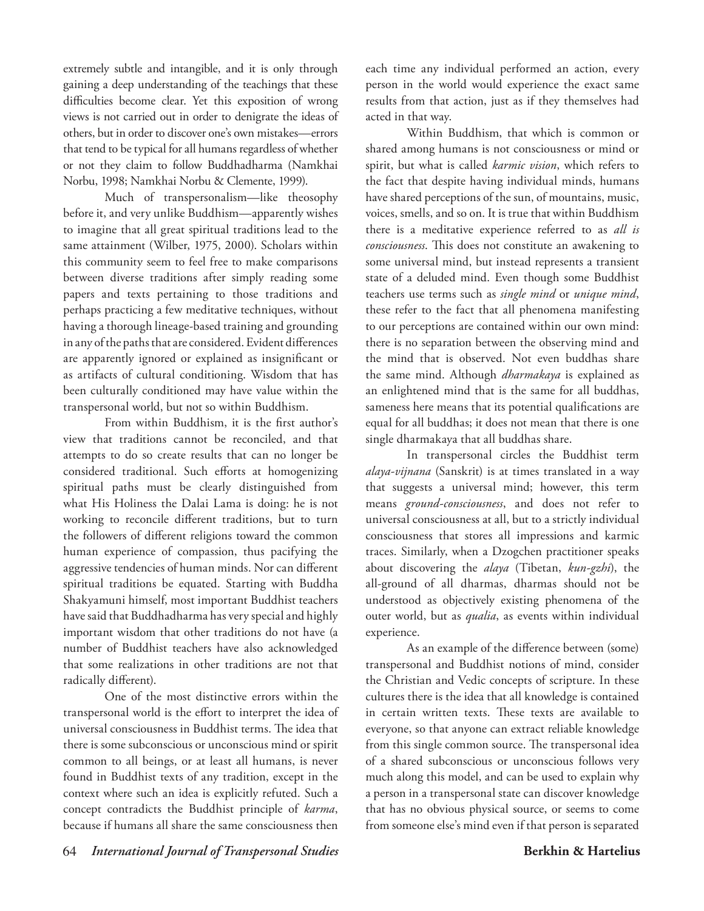extremely subtle and intangible, and it is only through gaining a deep understanding of the teachings that these difficulties become clear. Yet this exposition of wrong views is not carried out in order to denigrate the ideas of others, but in order to discover one's own mistakes—errors that tend to be typical for all humans regardless of whether or not they claim to follow Buddhadharma (Namkhai Norbu, 1998; Namkhai Norbu & Clemente, 1999).

Much of transpersonalism—like theosophy before it, and very unlike Buddhism—apparently wishes to imagine that all great spiritual traditions lead to the same attainment (Wilber, 1975, 2000). Scholars within this community seem to feel free to make comparisons between diverse traditions after simply reading some papers and texts pertaining to those traditions and perhaps practicing a few meditative techniques, without having a thorough lineage-based training and grounding in any of the paths that are considered. Evident differences are apparently ignored or explained as insignificant or as artifacts of cultural conditioning. Wisdom that has been culturally conditioned may have value within the transpersonal world, but not so within Buddhism.

From within Buddhism, it is the first author's view that traditions cannot be reconciled, and that attempts to do so create results that can no longer be considered traditional. Such efforts at homogenizing spiritual paths must be clearly distinguished from what His Holiness the Dalai Lama is doing: he is not working to reconcile different traditions, but to turn the followers of different religions toward the common human experience of compassion, thus pacifying the aggressive tendencies of human minds. Nor can different spiritual traditions be equated. Starting with Buddha Shakyamuni himself, most important Buddhist teachers have said that Buddhadharma has very special and highly important wisdom that other traditions do not have (a number of Buddhist teachers have also acknowledged that some realizations in other traditions are not that radically different).

One of the most distinctive errors within the transpersonal world is the effort to interpret the idea of universal consciousness in Buddhist terms. The idea that there is some subconscious or unconscious mind or spirit common to all beings, or at least all humans, is never found in Buddhist texts of any tradition, except in the context where such an idea is explicitly refuted. Such a concept contradicts the Buddhist principle of *karma*, because if humans all share the same consciousness then each time any individual performed an action, every person in the world would experience the exact same results from that action, just as if they themselves had acted in that way.

Within Buddhism, that which is common or shared among humans is not consciousness or mind or spirit, but what is called *karmic vision*, which refers to the fact that despite having individual minds, humans have shared perceptions of the sun, of mountains, music, voices, smells, and so on. It is true that within Buddhism there is a meditative experience referred to as *all is consciousness*. This does not constitute an awakening to some universal mind, but instead represents a transient state of a deluded mind. Even though some Buddhist teachers use terms such as *single mind* or *unique mind*, these refer to the fact that all phenomena manifesting to our perceptions are contained within our own mind: there is no separation between the observing mind and the mind that is observed. Not even buddhas share the same mind. Although *dharmakaya* is explained as an enlightened mind that is the same for all buddhas, sameness here means that its potential qualifications are equal for all buddhas; it does not mean that there is one single dharmakaya that all buddhas share.

In transpersonal circles the Buddhist term *alaya-vijnana* (Sanskrit) is at times translated in a way that suggests a universal mind; however, this term means *ground-consciousness*, and does not refer to universal consciousness at all, but to a strictly individual consciousness that stores all impressions and karmic traces. Similarly, when a Dzogchen practitioner speaks about discovering the *alaya* (Tibetan, *kun-gzhi*), the all-ground of all dharmas, dharmas should not be understood as objectively existing phenomena of the outer world, but as *qualia*, as events within individual experience.

As an example of the difference between (some) transpersonal and Buddhist notions of mind, consider the Christian and Vedic concepts of scripture. In these cultures there is the idea that all knowledge is contained in certain written texts. These texts are available to everyone, so that anyone can extract reliable knowledge from this single common source. The transpersonal idea of a shared subconscious or unconscious follows very much along this model, and can be used to explain why a person in a transpersonal state can discover knowledge that has no obvious physical source, or seems to come from someone else's mind even if that person is separated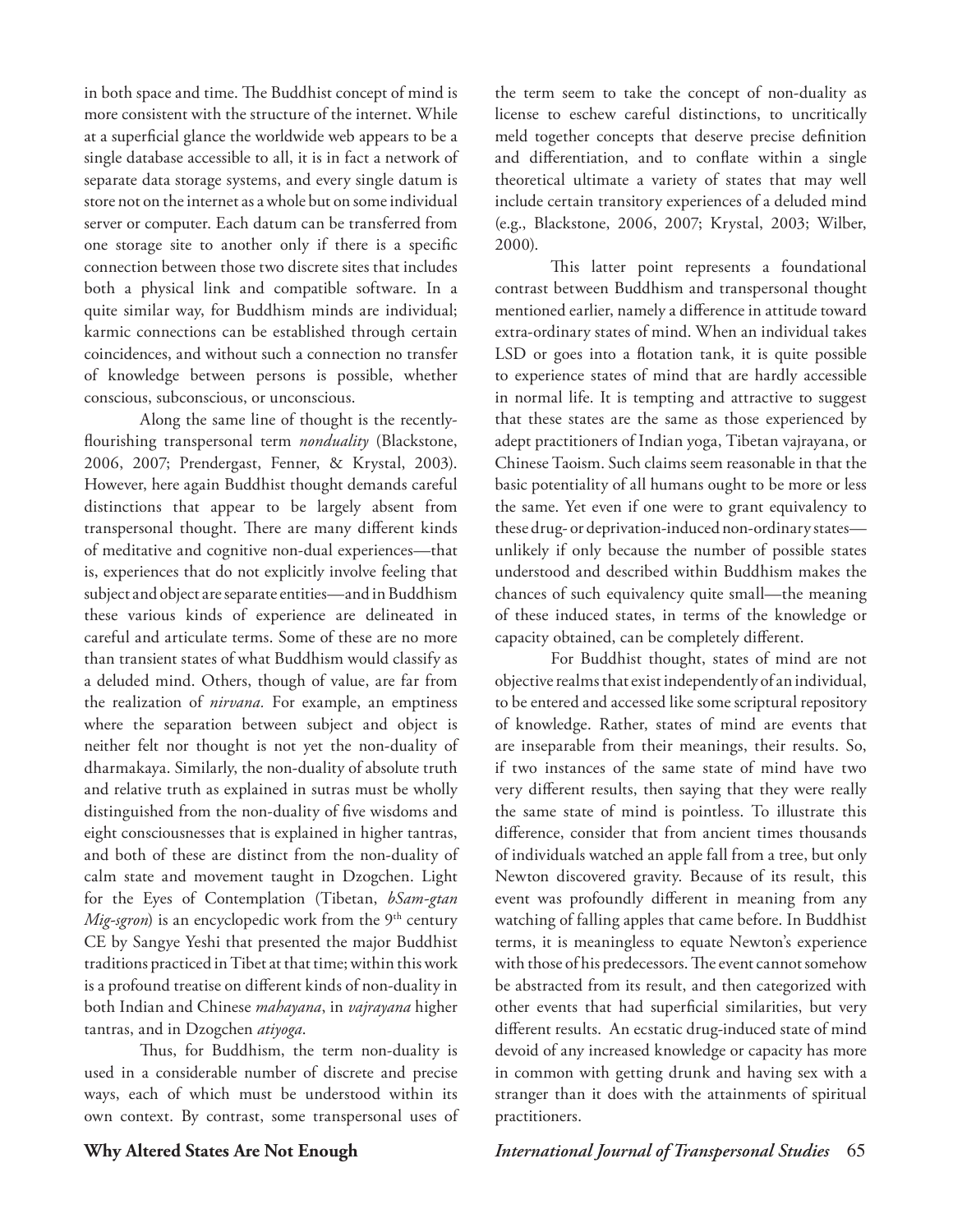in both space and time. The Buddhist concept of mind is more consistent with the structure of the internet. While at a superficial glance the worldwide web appears to be a single database accessible to all, it is in fact a network of separate data storage systems, and every single datum is store not on the internet as a whole but on some individual server or computer. Each datum can be transferred from one storage site to another only if there is a specific connection between those two discrete sites that includes both a physical link and compatible software. In a quite similar way, for Buddhism minds are individual; karmic connections can be established through certain coincidences, and without such a connection no transfer of knowledge between persons is possible, whether conscious, subconscious, or unconscious.

Along the same line of thought is the recently-flourishing transpersonal term *nonduality* (Blackstone, 2006, 2007; Prendergast, Fenner, & Krystal, 2003). However, here again Buddhist thought demands careful distinctions that appear to be largely absent from transpersonal thought. There are many different kinds of meditative and cognitive non-dual experiences—that is, experiences that do not explicitly involve feeling that subject and object are separate entities—and in Buddhism these various kinds of experience are delineated in careful and articulate terms. Some of these are no more than transient states of what Buddhism would classify as a deluded mind. Others, though of value, are far from the realization of *nirvana.* For example, an emptiness where the separation between subject and object is neither felt nor thought is not yet the non-duality of dharmakaya. Similarly, the non-duality of absolute truth and relative truth as explained in sutras must be wholly distinguished from the non-duality of five wisdoms and eight consciousnesses that is explained in higher tantras, and both of these are distinct from the non-duality of calm state and movement taught in Dzogchen. Light for the Eyes of Contemplation (Tibetan, *bSam-gtan Mig-sgron*) is an encyclopedic work from the 9th century CE by Sangye Yeshi that presented the major Buddhist traditions practiced in Tibet at that time; within this work is a profound treatise on different kinds of non-duality in both Indian and Chinese *mahayana*, in *vajrayana* higher tantras, and in Dzogchen *atiyoga*.

Thus, for Buddhism, the term non-duality is used in a considerable number of discrete and precise ways, each of which must be understood within its own context. By contrast, some transpersonal uses of the term seem to take the concept of non-duality as license to eschew careful distinctions, to uncritically meld together concepts that deserve precise definition and differentiation, and to conflate within a single theoretical ultimate a variety of states that may well include certain transitory experiences of a deluded mind (e.g., Blackstone, 2006, 2007; Krystal, 2003; Wilber, 2000).

This latter point represents a foundational contrast between Buddhism and transpersonal thought mentioned earlier, namely a difference in attitude toward extra-ordinary states of mind. When an individual takes LSD or goes into a flotation tank, it is quite possible to experience states of mind that are hardly accessible in normal life. It is tempting and attractive to suggest that these states are the same as those experienced by adept practitioners of Indian yoga, Tibetan vajrayana, or Chinese Taoism. Such claims seem reasonable in that the basic potentiality of all humans ought to be more or less the same. Yet even if one were to grant equivalency to these drug- or deprivation-induced non-ordinary states—unlikely if only because the number of possible states understood and described within Buddhism makes the chances of such equivalency quite small—the meaning of these induced states, in terms of the knowledge or capacity obtained, can be completely different.

For Buddhist thought, states of mind are not objective realms that exist independently of an individual, to be entered and accessed like some scriptural repository of knowledge. Rather, states of mind are events that are inseparable from their meanings, their results. So, if two instances of the same state of mind have two very different results, then saying that they were really the same state of mind is pointless. To illustrate this difference, consider that from ancient times thousands of individuals watched an apple fall from a tree, but only Newton discovered gravity. Because of its result, this event was profoundly different in meaning from any watching of falling apples that came before. In Buddhist terms, it is meaningless to equate Newton's experience with those of his predecessors. The event cannot somehow be abstracted from its result, and then categorized with other events that had superficial similarities, but very different results. An ecstatic drug-induced state of mind devoid of any increased knowledge or capacity has more in common with getting drunk and having sex with a stranger than it does with the attainments of spiritual practitioners.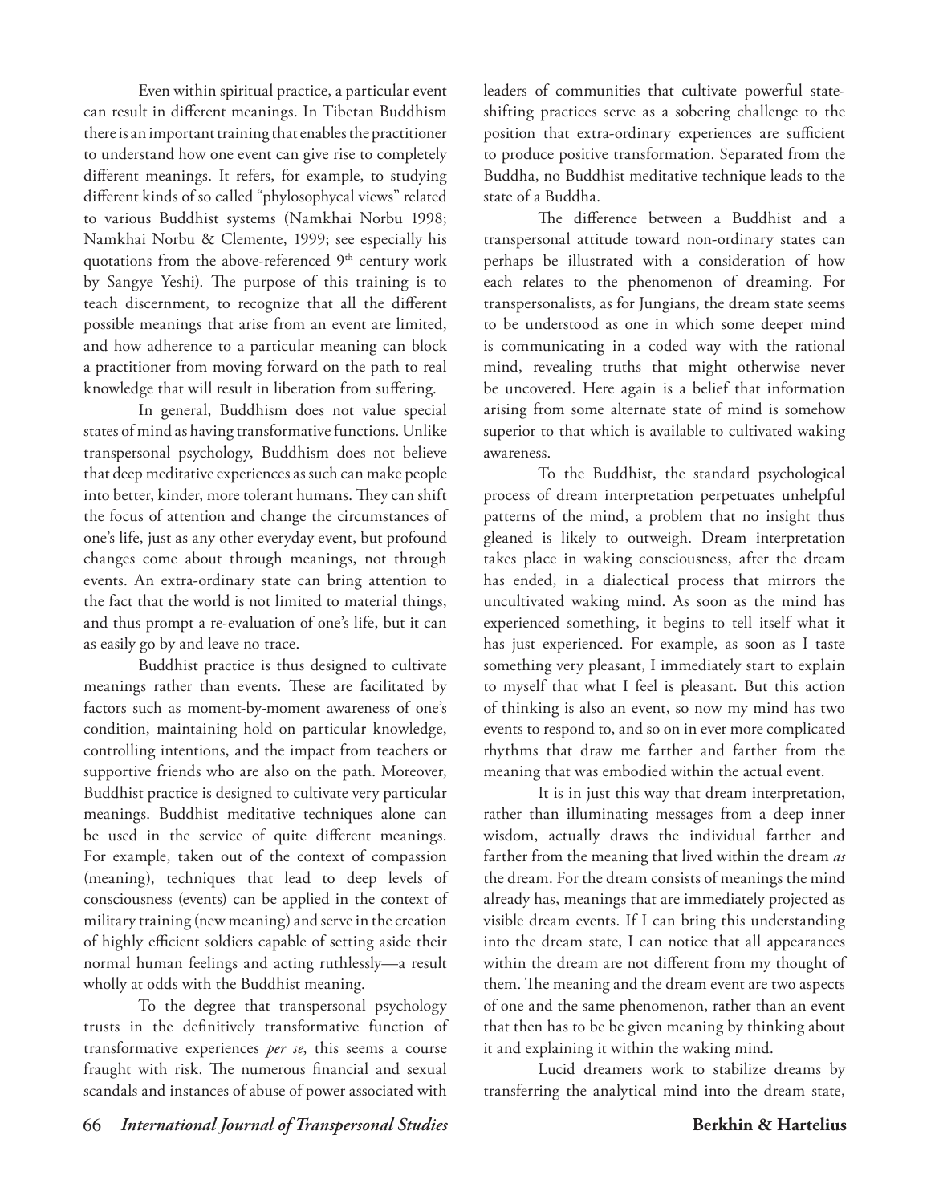Even within spiritual practice, a particular event can result in different meanings. In Tibetan Buddhism there is an important training that enables the practitioner to understand how one event can give rise to completely different meanings. It refers, for example, to studying different kinds of so called "phylosophycal views" related to various Buddhist systems (Namkhai Norbu 1998; Namkhai Norbu & Clemente, 1999; see especially his quotations from the above-referenced 9th century work by Sangye Yeshi). The purpose of this training is to teach discernment, to recognize that all the different possible meanings that arise from an event are limited, and how adherence to a particular meaning can block a practitioner from moving forward on the path to real knowledge that will result in liberation from suffering.

In general, Buddhism does not value special states of mind as having transformative functions. Unlike transpersonal psychology, Buddhism does not believe that deep meditative experiences as such can make people into better, kinder, more tolerant humans. They can shift the focus of attention and change the circumstances of one's life, just as any other everyday event, but profound changes come about through meanings, not through events. An extra-ordinary state can bring attention to the fact that the world is not limited to material things, and thus prompt a re-evaluation of one's life, but it can as easily go by and leave no trace.

Buddhist practice is thus designed to cultivate meanings rather than events. These are facilitated by factors such as moment-by-moment awareness of one's condition, maintaining hold on particular knowledge, controlling intentions, and the impact from teachers or supportive friends who are also on the path. Moreover, Buddhist practice is designed to cultivate very particular meanings. Buddhist meditative techniques alone can be used in the service of quite different meanings. For example, taken out of the context of compassion (meaning), techniques that lead to deep levels of consciousness (events) can be applied in the context of military training (new meaning) and serve in the creation of highly efficient soldiers capable of setting aside their normal human feelings and acting ruthlessly—a result wholly at odds with the Buddhist meaning.

To the degree that transpersonal psychology trusts in the definitively transformative function of transformative experiences *per se*, this seems a course fraught with risk. The numerous financial and sexual scandals and instances of abuse of power associated with leaders of communities that cultivate powerful state-shifting practices serve as a sobering challenge to the position that extra-ordinary experiences are sufficient to produce positive transformation. Separated from the Buddha, no Buddhist meditative technique leads to the state of a Buddha.

The difference between a Buddhist and a transpersonal attitude toward non-ordinary states can perhaps be illustrated with a consideration of how each relates to the phenomenon of dreaming. For transpersonalists, as for Jungians, the dream state seems to be understood as one in which some deeper mind is communicating in a coded way with the rational mind, revealing truths that might otherwise never be uncovered. Here again is a belief that information arising from some alternate state of mind is somehow superior to that which is available to cultivated waking awareness.

To the Buddhist, the standard psychological process of dream interpretation perpetuates unhelpful patterns of the mind, a problem that no insight thus gleaned is likely to outweigh. Dream interpretation takes place in waking consciousness, after the dream has ended, in a dialectical process that mirrors the uncultivated waking mind. As soon as the mind has experienced something, it begins to tell itself what it has just experienced. For example, as soon as I taste something very pleasant, I immediately start to explain to myself that what I feel is pleasant. But this action of thinking is also an event, so now my mind has two events to respond to, and so on in ever more complicated rhythms that draw me farther and farther from the meaning that was embodied within the actual event.

It is in just this way that dream interpretation, rather than illuminating messages from a deep inner wisdom, actually draws the individual farther and farther from the meaning that lived within the dream *as* the dream. For the dream consists of meanings the mind already has, meanings that are immediately projected as visible dream events. If I can bring this understanding into the dream state, I can notice that all appearances within the dream are not different from my thought of them. The meaning and the dream event are two aspects of one and the same phenomenon, rather than an event that then has to be be given meaning by thinking about it and explaining it within the waking mind.

Lucid dreamers work to stabilize dreams by transferring the analytical mind into the dream state,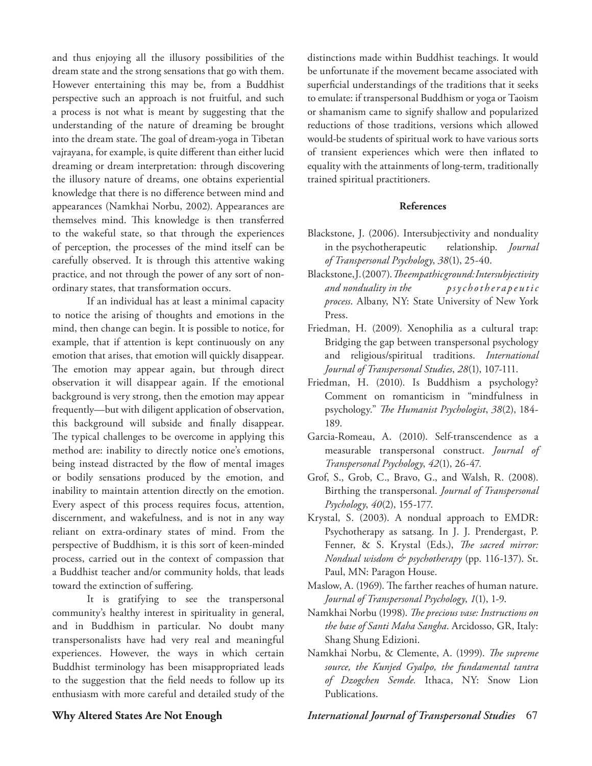and thus enjoying all the illusory possibilities of the dream state and the strong sensations that go with them. However entertaining this may be, from a Buddhist perspective such an approach is not fruitful, and such a process is not what is meant by suggesting that the understanding of the nature of dreaming be brought into the dream state. The goal of dream-yoga in Tibetan vajrayana, for example, is quite different than either lucid dreaming or dream interpretation: through discovering the illusory nature of dreams, one obtains experiential knowledge that there is no difference between mind and appearances (Namkhai Norbu, 2002). Appearances are themselves mind. This knowledge is then transferred to the wakeful state, so that through the experiences of perception, the processes of the mind itself can be carefully observed. It is through this attentive waking practice, and not through the power of any sort of non-ordinary states, that transformation occurs.

If an individual has at least a minimal capacity to notice the arising of thoughts and emotions in the mind, then change can begin. It is possible to notice, for example, that if attention is kept continuously on any emotion that arises, that emotion will quickly disappear. The emotion may appear again, but through direct observation it will disappear again. If the emotional background is very strong, then the emotion may appear frequently—but with diligent application of observation, this background will subside and finally disappear. The typical challenges to be overcome in applying this method are: inability to directly notice one's emotions, being instead distracted by the flow of mental images or bodily sensations produced by the emotion, and inability to maintain attention directly on the emotion. Every aspect of this process requires focus, attention, discernment, and wakefulness, and is not in any way reliant on extra-ordinary states of mind. From the perspective of Buddhism, it is this sort of keen-minded process, carried out in the context of compassion that a Buddhist teacher and/or community holds, that leads toward the extinction of suffering.

It is gratifying to see the transpersonal community's healthy interest in spirituality in general, and in Buddhism in particular. No doubt many transpersonalists have had very real and meaningful experiences. However, the ways in which certain Buddhist terminology has been misappropriated leads to the suggestion that the field needs to follow up its enthusiasm with more careful and detailed study of the distinctions made within Buddhist teachings. It would be unfortunate if the movement became associated with superficial understandings of the traditions that it seeks to emulate: if transpersonal Buddhism or yoga or Taoism or shamanism came to signify shallow and popularized reductions of those traditions, versions which allowed would-be students of spiritual work to have various sorts of transient experiences which were then inflated to equality with the attainments of long-term, traditionally trained spiritual practitioners.

## References

Blackstone, J. (2006). Intersubjectivity and nonduality in the psychotherapeutic relationship. *Journal of Transpersonal Psychology*, *38*(1), 25-40.

Blackstone, J. (2007). *The empathic ground: Intersubjectivity and nonduality in the psychotherapeutic process*. Albany, NY: State University of New York Press.

Friedman, H. (2009). Xenophilia as a cultural trap: Bridging the gap between transpersonal psychology and religious/spiritual traditions. *International Journal of Transpersonal Studies*, *28*(1), 107-111.

Friedman, H. (2010). Is Buddhism a psychology? Comment on romanticism in "mindfulness in psychology." *The Humanist Psychologist*, *38*(2), 184-189.

Garcia-Romeau, A. (2010). Self-transcendence as a measurable transpersonal construct. *Journal of Transpersonal Psychology*, *42*(1), 26-47.

Grof, S., Grob, C., Bravo, G., and Walsh, R. (2008). Birthing the transpersonal. *Journal of Transpersonal Psychology*, *40*(2), 155-177.

Krystal, S. (2003). A nondual approach to EMDR: Psychotherapy as satsang. In J. J. Prendergast, P. Fenner, & S. Krystal (Eds.), *The sacred mirror: Nondual wisdom & psychotherapy* (pp. 116-137). St. Paul, MN: Paragon House.

Maslow, A. (1969). The farther reaches of human nature. *Journal of Transpersonal Psychology*, *1*(1), 1-9.

Namkhai Norbu (1998). *The precious vase: Instructions on the base of Santi Maha Sangha*. Arcidosso, GR, Italy: Shang Shung Edizioni.

Namkhai Norbu, & Clemente, A. (1999). *The supreme source, the Kunjed Gyalpo, the fundamental tantra of Dzogchen Semde.* Ithaca, NY: Snow Lion Publications.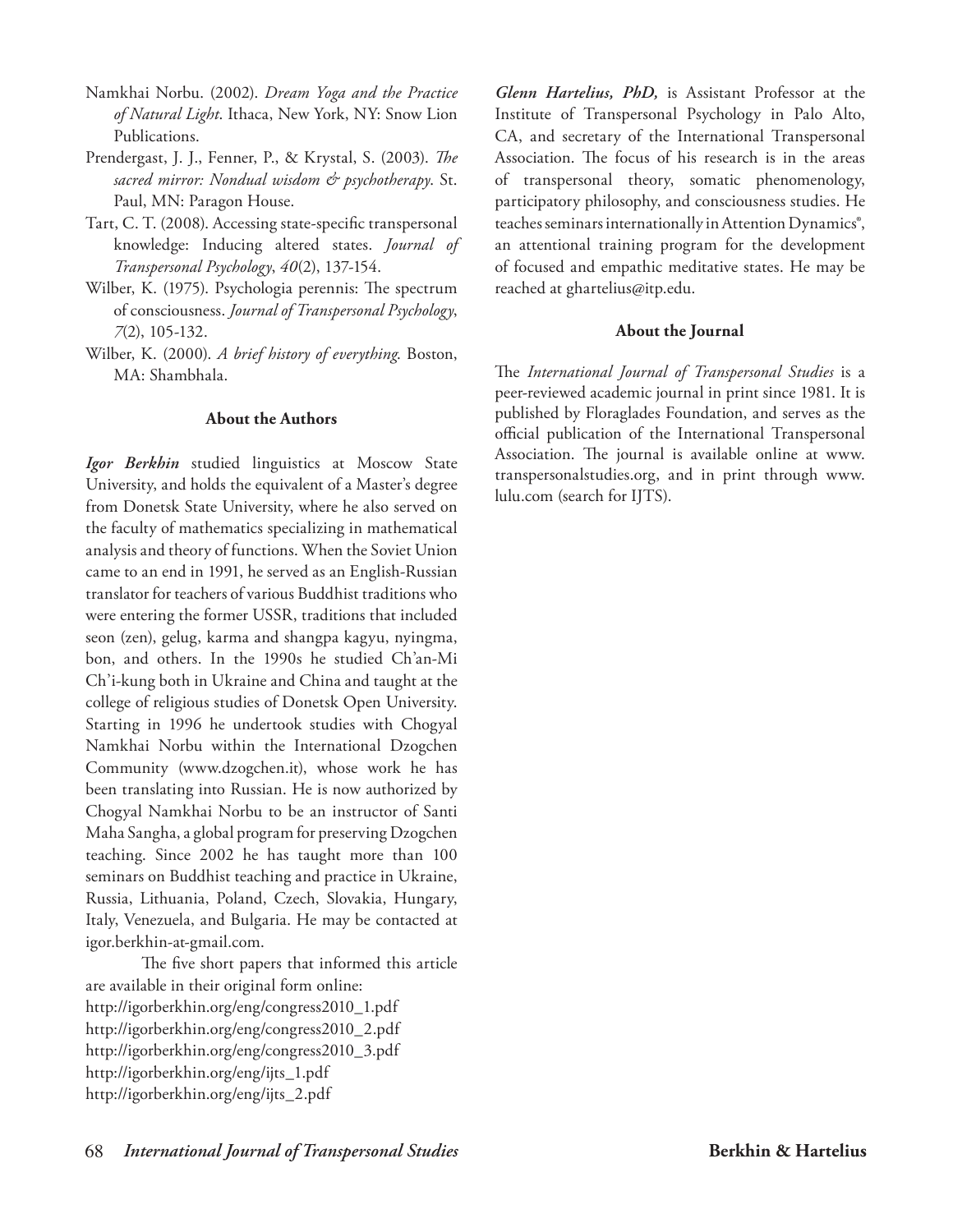Namkhai Norbu. (2002). *Dream Yoga and the Practice of Natural Light*. Ithaca, New York, NY: Snow Lion Publications.

Prendergast, J. J., Fenner, P., & Krystal, S. (2003). *The sacred mirror: Nondual wisdom & psychotherapy*. St. Paul, MN: Paragon House.

Tart, C. T. (2008). Accessing state-specific transpersonal knowledge: Inducing altered states. *Journal of Transpersonal Psychology*, *40*(2), 137-154.

Wilber, K. (1975). Psychologia perennis: The spectrum of consciousness. *Journal of Transpersonal Psychology*, *7*(2), 105-132.

Wilber, K. (2000). *A brief history of everything*. Boston, MA: Shambhala.

### About the Authors

***Igor Berkhin*** studied linguistics at Moscow State University, and holds the equivalent of a Master's degree from Donetsk State University, where he also served on the faculty of mathematics specializing in mathematical analysis and theory of functions. When the Soviet Union came to an end in 1991, he served as an English-Russian translator for teachers of various Buddhist traditions who were entering the former USSR, traditions that included seon (zen), gelug, karma and shangpa kagyu, nyingma, bon, and others. In the 1990s he studied Ch'an-Mi Ch'i-kung both in Ukraine and China and taught at the college of religious studies of Donetsk Open University. Starting in 1996 he undertook studies with Chogyal Namkhai Norbu within the International Dzogchen Community (www.dzogchen.it), whose work he has been translating into Russian. He is now authorized by Chogyal Namkhai Norbu to be an instructor of Santi Maha Sangha, a global program for preserving Dzogchen teaching. Since 2002 he has taught more than 100 seminars on Buddhist teaching and practice in Ukraine, Russia, Lithuania, Poland, Czech, Slovakia, Hungary, Italy, Venezuela, and Bulgaria. He may be contacted at igor.berkhin-at-gmail.com.

The five short papers that informed this article are available in their original form online:
http://igorberkhin.org/eng/congress2010_1.pdf
http://igorberkhin.org/eng/congress2010_2.pdf
http://igorberkhin.org/eng/congress2010_3.pdf
http://igorberkhin.org/eng/ijts_1.pdf
http://igorberkhin.org/eng/ijts_2.pdf

***Glenn Hartelius, PhD,*** is Assistant Professor at the Institute of Transpersonal Psychology in Palo Alto, CA, and secretary of the International Transpersonal Association. The focus of his research is in the areas of transpersonal theory, somatic phenomenology, participatory philosophy, and consciousness studies. He teaches seminars internationally in Attention Dynamics®, an attentional training program for the development of focused and empathic meditative states. He may be reached at ghartelius@itp.edu.

### About the Journal

The *International Journal of Transpersonal Studies* is a peer-reviewed academic journal in print since 1981. It is published by Floraglades Foundation, and serves as the official publication of the International Transpersonal Association. The journal is available online at www.transpersonalstudies.org, and in print through www.lulu.com (search for IJTS).